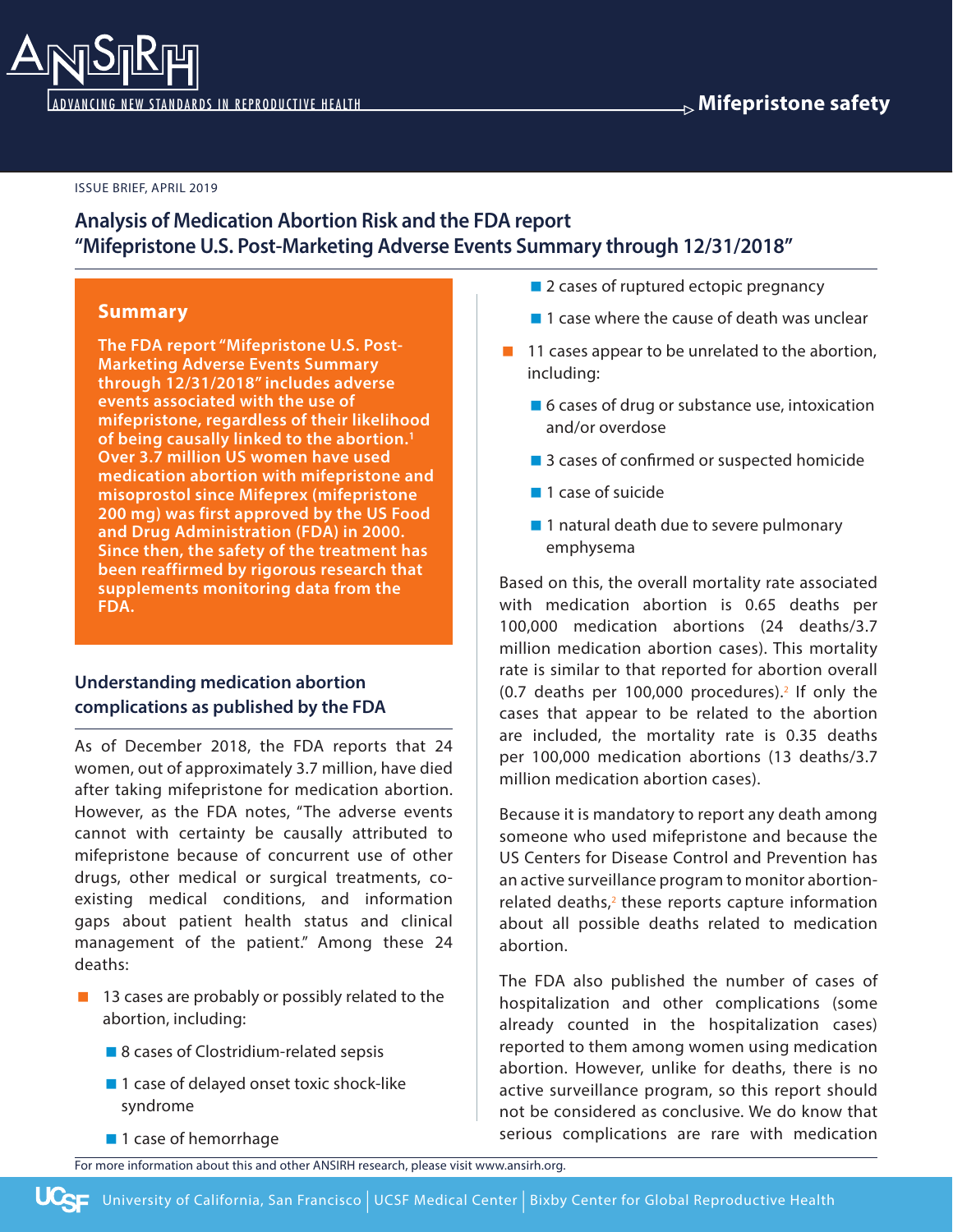# Mifepristone safety

ISSUE BRIEF, APRIL 2019

## Analysis of Medication Abortion Risk and the FDA report "Mifepristone U.S. Post-Marketing Adverse Events Summary through 12/31/2018"

### Summary

**The FDA report "Mifepristone U.S. Post-Marketing Adverse Events Summary through 12/31/2018" includes adverse events associated with the use of mifepristone, regardless of their likelihood of being causally linked to the abortion.[1] Over 3.7 million US women have used medication abortion with mifepristone and misoprostol since Mifeprex (mifepristone 200 mg) was first approved by the US Food and Drug Administration (FDA) in 2000. Since then, the safety of the treatment has been reaffirmed by rigorous research that supplements monitoring data from the FDA.**

### Understanding medication abortion complications as published by the FDA

As of December 2018, the FDA reports that 24 women, out of approximately 3.7 million, have died after taking mifepristone for medication abortion. However, as the FDA notes, "The adverse events cannot with certainty be causally attributed to mifepristone because of concurrent use of other drugs, other medical or surgical treatments, co-existing medical conditions, and information gaps about patient health status and clinical management of the patient." Among these 24 deaths:

- 13 cases are probably or possibly related to the abortion, including:
  - 8 cases of Clostridium-related sepsis
  - 1 case of delayed onset toxic shock-like syndrome
  - 1 case of hemorrhage
  - 2 cases of ruptured ectopic pregnancy
  - 1 case where the cause of death was unclear
- 11 cases appear to be unrelated to the abortion, including:
  - 6 cases of drug or substance use, intoxication and/or overdose
  - 3 cases of confirmed or suspected homicide
  - 1 case of suicide
  - 1 natural death due to severe pulmonary emphysema

Based on this, the overall mortality rate associated with medication abortion is 0.65 deaths per 100,000 medication abortions (24 deaths/3.7 million medication abortion cases). This mortality rate is similar to that reported for abortion overall (0.7 deaths per 100,000 procedures).[2] If only the cases that appear to be related to the abortion are included, the mortality rate is 0.35 deaths per 100,000 medication abortions (13 deaths/3.7 million medication abortion cases).

Because it is mandatory to report any death among someone who used mifepristone and because the US Centers for Disease Control and Prevention has an active surveillance program to monitor abortion-related deaths,[2] these reports capture information about all possible deaths related to medication abortion.

The FDA also published the number of cases of hospitalization and other complications (some already counted in the hospitalization cases) reported to them among women using medication abortion. However, unlike for deaths, there is no active surveillance program, so this report should not be considered as conclusive. We do know that serious complications are rare with medication

For more information about this and other ANSIRH research, please visit www.ansirh.org.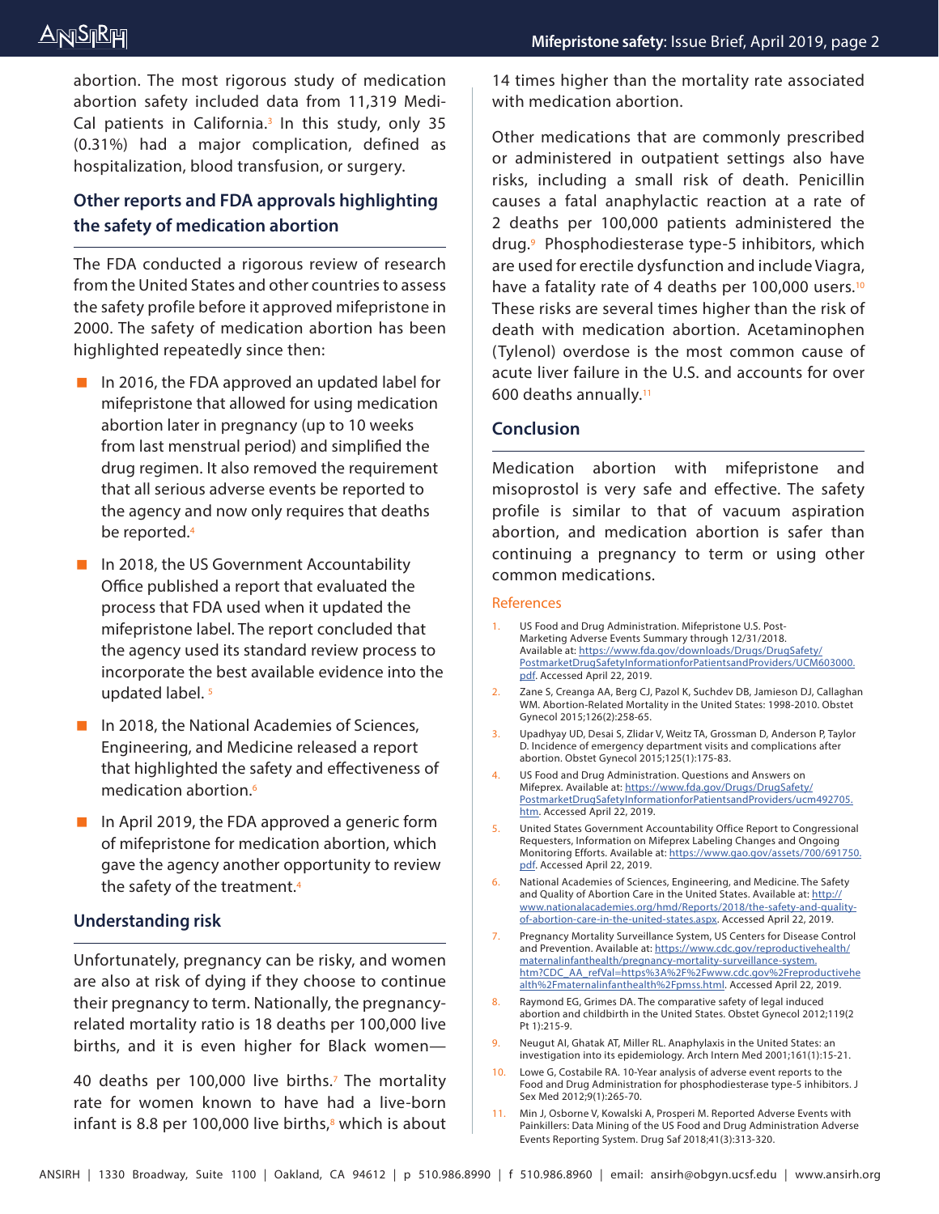abortion. The most rigorous study of medication abortion safety included data from 11,319 Medi-Cal patients in California.[3] In this study, only 35 (0.31%) had a major complication, defined as hospitalization, blood transfusion, or surgery.

## Other reports and FDA approvals highlighting the safety of medication abortion

The FDA conducted a rigorous review of research from the United States and other countries to assess the safety profile before it approved mifepristone in 2000. The safety of medication abortion has been highlighted repeatedly since then:

- In 2016, the FDA approved an updated label for mifepristone that allowed for using medication abortion later in pregnancy (up to 10 weeks from last menstrual period) and simplified the drug regimen. It also removed the requirement that all serious adverse events be reported to the agency and now only requires that deaths be reported.[4]
- In 2018, the US Government Accountability Office published a report that evaluated the process that FDA used when it updated the mifepristone label. The report concluded that the agency used its standard review process to incorporate the best available evidence into the updated label.[5]
- In 2018, the National Academies of Sciences, Engineering, and Medicine released a report that highlighted the safety and effectiveness of medication abortion.[6]
- In April 2019, the FDA approved a generic form of mifepristone for medication abortion, which gave the agency another opportunity to review the safety of the treatment.[4]

## Understanding risk

Unfortunately, pregnancy can be risky, and women are also at risk of dying if they choose to continue their pregnancy to term. Nationally, the pregnancy-related mortality ratio is 18 deaths per 100,000 live births, and it is even higher for Black women—40 deaths per 100,000 live births.[7] The mortality rate for women known to have had a live-born infant is 8.8 per 100,000 live births,[8] which is about 14 times higher than the mortality rate associated with medication abortion.

Other medications that are commonly prescribed or administered in outpatient settings also have risks, including a small risk of death. Penicillin causes a fatal anaphylactic reaction at a rate of 2 deaths per 100,000 patients administered the drug.[9] Phosphodiesterase type-5 inhibitors, which are used for erectile dysfunction and include Viagra, have a fatality rate of 4 deaths per 100,000 users.[10] These risks are several times higher than the risk of death with medication abortion. Acetaminophen (Tylenol) overdose is the most common cause of acute liver failure in the U.S. and accounts for over 600 deaths annually.[11]

## Conclusion

Medication abortion with mifepristone and misoprostol is very safe and effective. The safety profile is similar to that of vacuum aspiration abortion, and medication abortion is safer than continuing a pregnancy to term or using other common medications.

### References

1. US Food and Drug Administration. Mifepristone U.S. Post-Marketing Adverse Events Summary through 12/31/2018. Available at: https://www.fda.gov/downloads/Drugs/DrugSafety/PostmarketDrugSafetyInformationforPatientsandProviders/UCM603000.pdf. Accessed April 22, 2019.
2. Zane S, Creanga AA, Berg CJ, Pazol K, Suchdev DB, Jamieson DJ, Callaghan WM. Abortion-Related Mortality in the United States: 1998-2010. Obstet Gynecol 2015;126(2):258-65.
3. Upadhyay UD, Desai S, Zlidar V, Weitz TA, Grossman D, Anderson P, Taylor D. Incidence of emergency department visits and complications after abortion. Obstet Gynecol 2015;125(1):175-83.
4. US Food and Drug Administration. Questions and Answers on Mifeprex. Available at: https://www.fda.gov/Drugs/DrugSafety/PostmarketDrugSafetyInformationforPatientsandProviders/ucm492705.htm. Accessed April 22, 2019.
5. United States Government Accountability Office Report to Congressional Requesters, Information on Mifeprex Labeling Changes and Ongoing Monitoring Efforts. Available at: https://www.gao.gov/assets/700/691750.pdf. Accessed April 22, 2019.
6. National Academies of Sciences, Engineering, and Medicine. The Safety and Quality of Abortion Care in the United States. Available at: http://www.nationalacademies.org/hmd/Reports/2018/the-safety-and-quality-of-abortion-care-in-the-united-states.aspx. Accessed April 22, 2019.
7. Pregnancy Mortality Surveillance System, US Centers for Disease Control and Prevention. Available at: https://www.cdc.gov/reproductivehealth/maternalinfanthealth/pregnancy-mortality-surveillance-system.htm?CDC_AA_refVal=https%3A%2F%2Fwww.cdc.gov%2Freproductivehealth%2Fmaternalinfanthealth%2Fpmss.html. Accessed April 22, 2019.
8. Raymond EG, Grimes DA. The comparative safety of legal induced abortion and childbirth in the United States. Obstet Gynecol 2012;119(2 Pt 1):215-9.
9. Neugut AI, Ghatak AT, Miller RL. Anaphylaxis in the United States: an investigation into its epidemiology. Arch Intern Med 2001;161(1):15-21.
10. Lowe G, Costabile RA. 10-Year analysis of adverse event reports to the Food and Drug Administration for phosphodiesterase type-5 inhibitors. J Sex Med 2012;9(1):265-70.
11. Min J, Osborne V, Kowalski A, Prosperi M. Reported Adverse Events with Painkillers: Data Mining of the US Food and Drug Administration Adverse Events Reporting System. Drug Saf 2018;41(3):313-320.